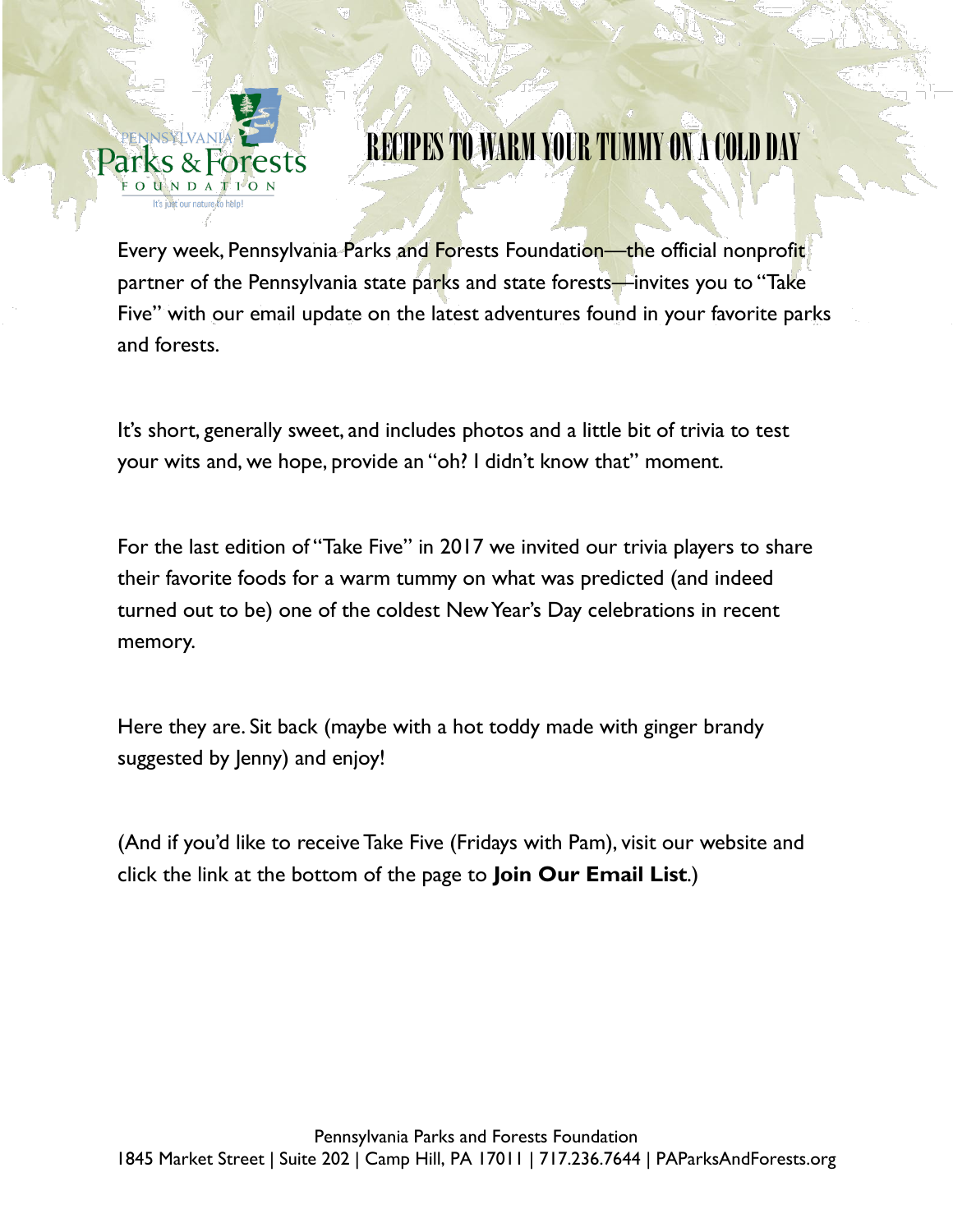# RECIPES TO WARM YOUR TUMMY ON A COLD DAY

Every week, Pennsylvania Parks and Forests Foundation—the official nonprofit partner of the Pennsylvania state parks and state forests—invites you to "Take Five" with our email update on the latest adventures found in your favorite parks and forests.

It's short, generally sweet, and includes photos and a little bit of trivia to test your wits and, we hope, provide an "oh? I didn't know that" moment.

For the last edition of "Take Five" in 2017 we invited our trivia players to share their favorite foods for a warm tummy on what was predicted (and indeed turned out to be) one of the coldest New Year's Day celebrations in recent memory.

Here they are. Sit back (maybe with a hot toddy made with ginger brandy suggested by Jenny) and enjoy!

(And if you'd like to receive Take Five (Fridays with Pam), visit our website and click the link at the bottom of the page to **Join Our Email List**.)

Pennsylvania Parks and Forests Foundation
1845 Market Street | Suite 202 | Camp Hill, PA 17011 | 717.236.7644 | PAParksAndForests.org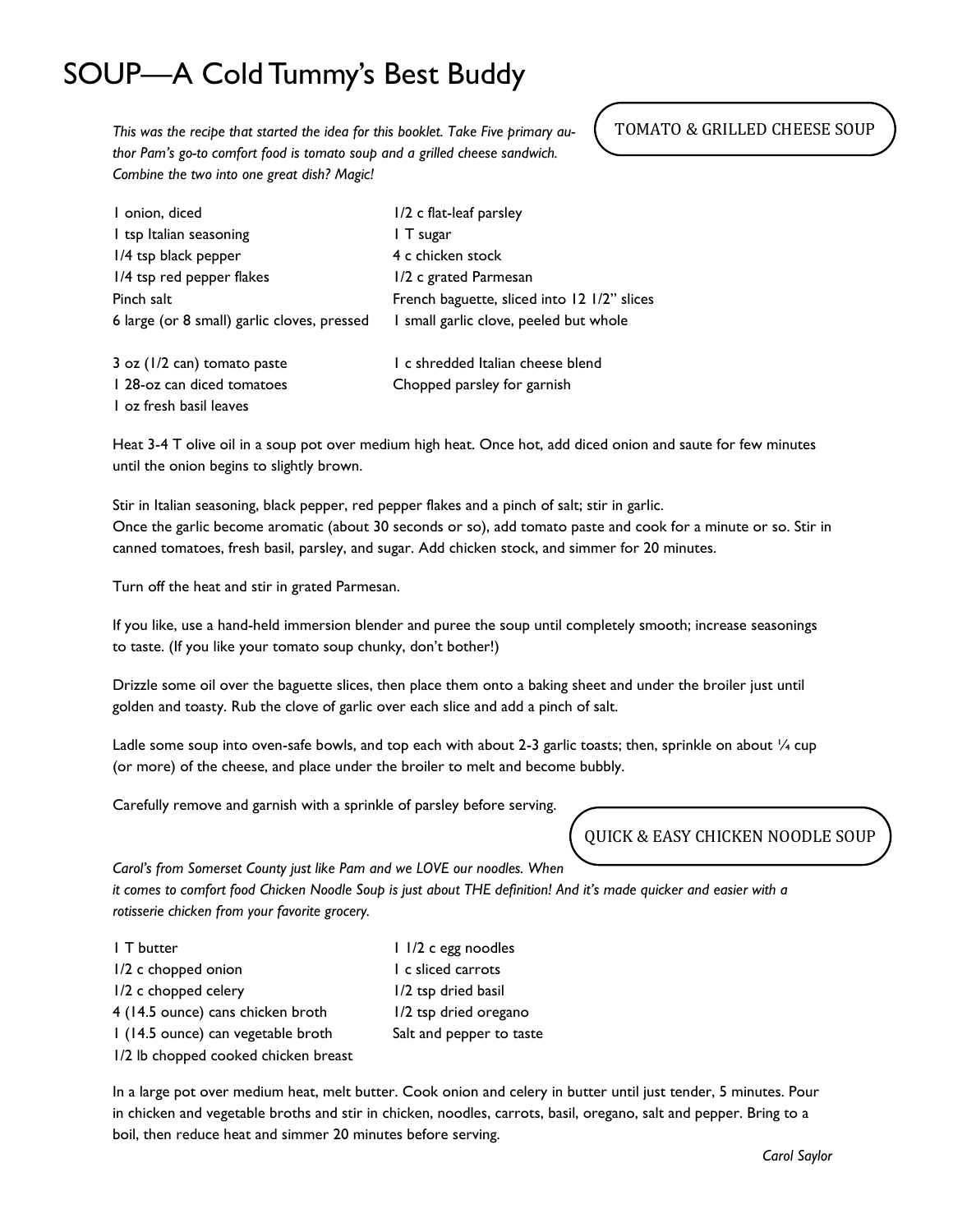# SOUP—A Cold Tummy's Best Buddy

## TOMATO & GRILLED CHEESE SOUP

*This was the recipe that started the idea for this booklet. Take Five primary author Pam's go-to comfort food is tomato soup and a grilled cheese sandwich. Combine the two into one great dish? Magic!*

1 onion, diced
1 tsp Italian seasoning
1/4 tsp black pepper
1/4 tsp red pepper flakes
Pinch salt
6 large (or 8 small) garlic cloves, pressed

3 oz (1/2 can) tomato paste
1 28-oz can diced tomatoes
1 oz fresh basil leaves

1/2 c flat-leaf parsley
1 T sugar
4 c chicken stock
1/2 c grated Parmesan
French baguette, sliced into 12 1/2" slices
1 small garlic clove, peeled but whole

1 c shredded Italian cheese blend
Chopped parsley for garnish

Heat 3-4 T olive oil in a soup pot over medium high heat. Once hot, add diced onion and saute for few minutes until the onion begins to slightly brown.

Stir in Italian seasoning, black pepper, red pepper flakes and a pinch of salt; stir in garlic.
Once the garlic become aromatic (about 30 seconds or so), add tomato paste and cook for a minute or so. Stir in canned tomatoes, fresh basil, parsley, and sugar. Add chicken stock, and simmer for 20 minutes.

Turn off the heat and stir in grated Parmesan.

If you like, use a hand-held immersion blender and puree the soup until completely smooth; increase seasonings to taste. (If you like your tomato soup chunky, don't bother!)

Drizzle some oil over the baguette slices, then place them onto a baking sheet and under the broiler just until golden and toasty. Rub the clove of garlic over each slice and add a pinch of salt.

Ladle some soup into oven-safe bowls, and top each with about 2-3 garlic toasts; then, sprinkle on about ¼ cup (or more) of the cheese, and place under the broiler to melt and become bubbly.

Carefully remove and garnish with a sprinkle of parsley before serving.

## QUICK & EASY CHICKEN NOODLE SOUP

*Carol's from Somerset County just like Pam and we LOVE our noodles. When it comes to comfort food Chicken Noodle Soup is just about THE definition! And it's made quicker and easier with a rotisserie chicken from your favorite grocery.*

1 T butter
1/2 c chopped onion
1/2 c chopped celery
4 (14.5 ounce) cans chicken broth
1 (14.5 ounce) can vegetable broth
1/2 lb chopped cooked chicken breast

1 1/2 c egg noodles
1 c sliced carrots
1/2 tsp dried basil
1/2 tsp dried oregano
Salt and pepper to taste

In a large pot over medium heat, melt butter. Cook onion and celery in butter until just tender, 5 minutes. Pour in chicken and vegetable broths and stir in chicken, noodles, carrots, basil, oregano, salt and pepper. Bring to a boil, then reduce heat and simmer 20 minutes before serving.

*Carol Saylor*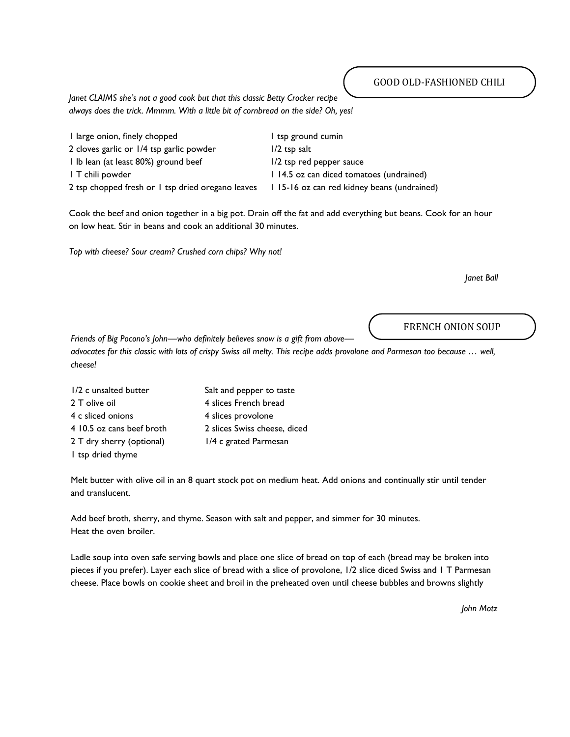## GOOD OLD-FASHIONED CHILI

*Janet CLAIMS she's not a good cook but that this classic Betty Crocker recipe always does the trick. Mmmm. With a little bit of cornbread on the side? Oh, yes!*

- 1 large onion, finely chopped
- 2 cloves garlic or 1/4 tsp garlic powder
- 1 lb lean (at least 80%) ground beef
- 1 T chili powder
- 2 tsp chopped fresh or 1 tsp dried oregano leaves
- 1 tsp ground cumin
- 1/2 tsp salt
- 1/2 tsp red pepper sauce
- 1 14.5 oz can diced tomatoes (undrained)
- 1 15-16 oz can red kidney beans (undrained)

Cook the beef and onion together in a big pot. Drain off the fat and add everything but beans. Cook for an hour on low heat. Stir in beans and cook an additional 30 minutes.

*Top with cheese? Sour cream? Crushed corn chips? Why not!*

*Janet Ball*

## FRENCH ONION SOUP

*Friends of Big Pocono's John—who definitely believes snow is a gift from above—advocates for this classic with lots of crispy Swiss all melty. This recipe adds provolone and Parmesan too because … well, cheese!*

- 1/2 c unsalted butter
- 2 T olive oil
- 4 c sliced onions
- 4 10.5 oz cans beef broth
- 2 T dry sherry (optional)
- 1 tsp dried thyme
- Salt and pepper to taste
- 4 slices French bread
- 4 slices provolone
- 2 slices Swiss cheese, diced
- 1/4 c grated Parmesan

Melt butter with olive oil in an 8 quart stock pot on medium heat. Add onions and continually stir until tender and translucent.

Add beef broth, sherry, and thyme. Season with salt and pepper, and simmer for 30 minutes.
Heat the oven broiler.

Ladle soup into oven safe serving bowls and place one slice of bread on top of each (bread may be broken into pieces if you prefer). Layer each slice of bread with a slice of provolone, 1/2 slice diced Swiss and 1 T Parmesan cheese. Place bowls on cookie sheet and broil in the preheated oven until cheese bubbles and browns slightly

*John Motz*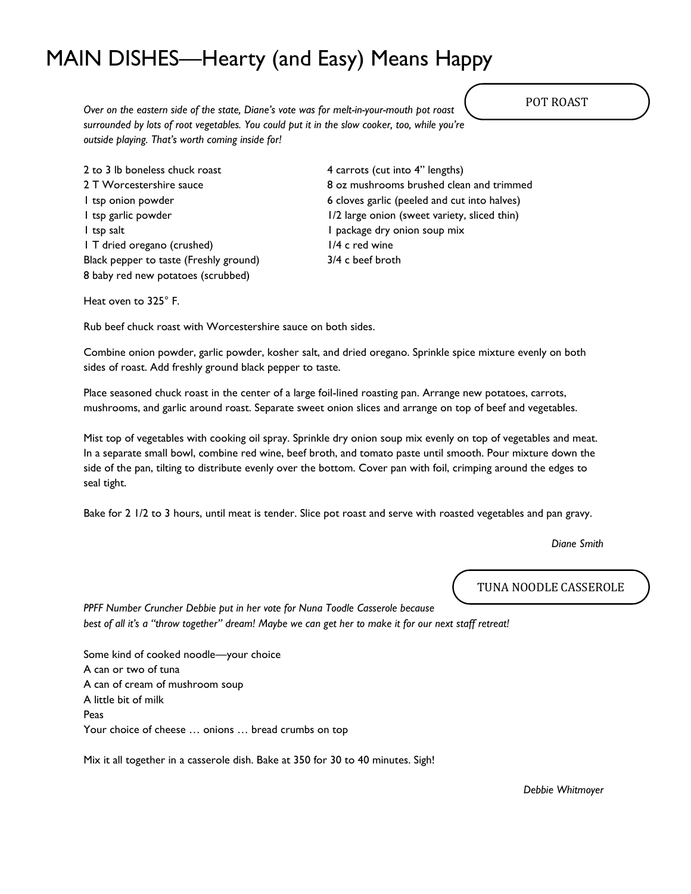# MAIN DISHES—Hearty (and Easy) Means Happy

## POT ROAST

*Over on the eastern side of the state, Diane's vote was for melt-in-your-mouth pot roast surrounded by lots of root vegetables. You could put it in the slow cooker, too, while you're outside playing. That's worth coming inside for!*

2 to 3 lb boneless chuck roast
2 T Worcestershire sauce
1 tsp onion powder
1 tsp garlic powder
1 tsp salt
1 T dried oregano (crushed)
Black pepper to taste (Freshly ground)
8 baby red new potatoes (scrubbed)
4 carrots (cut into 4" lengths)
8 oz mushrooms brushed clean and trimmed
6 cloves garlic (peeled and cut into halves)
1/2 large onion (sweet variety, sliced thin)
1 package dry onion soup mix
1/4 c red wine
3/4 c beef broth

Heat oven to 325° F.

Rub beef chuck roast with Worcestershire sauce on both sides.

Combine onion powder, garlic powder, kosher salt, and dried oregano. Sprinkle spice mixture evenly on both sides of roast. Add freshly ground black pepper to taste.

Place seasoned chuck roast in the center of a large foil-lined roasting pan. Arrange new potatoes, carrots, mushrooms, and garlic around roast. Separate sweet onion slices and arrange on top of beef and vegetables.

Mist top of vegetables with cooking oil spray. Sprinkle dry onion soup mix evenly on top of vegetables and meat. In a separate small bowl, combine red wine, beef broth, and tomato paste until smooth. Pour mixture down the side of the pan, tilting to distribute evenly over the bottom. Cover pan with foil, crimping around the edges to seal tight.

Bake for 2 1/2 to 3 hours, until meat is tender. Slice pot roast and serve with roasted vegetables and pan gravy.

*Diane Smith*

## TUNA NOODLE CASSEROLE

*PPFF Number Cruncher Debbie put in her vote for Nuna Toodle Casserole because best of all it's a "throw together" dream! Maybe we can get her to make it for our next staff retreat!*

Some kind of cooked noodle—your choice
A can or two of tuna
A can of cream of mushroom soup
A little bit of milk
Peas
Your choice of cheese … onions … bread crumbs on top

Mix it all together in a casserole dish. Bake at 350 for 30 to 40 minutes. Sigh!

*Debbie Whitmoyer*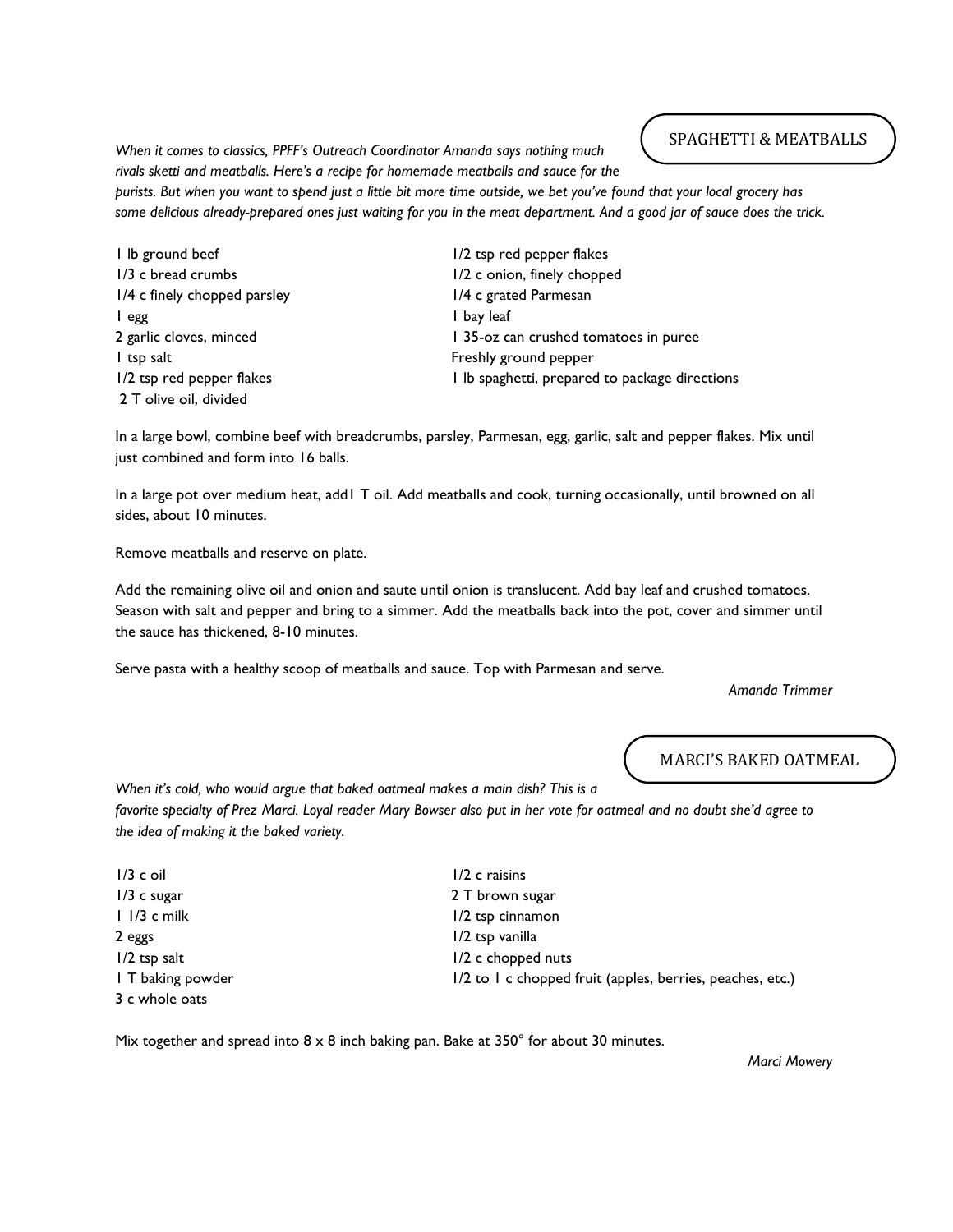## SPAGHETTI & MEATBALLS

*When it comes to classics, PPFF's Outreach Coordinator Amanda says nothing much rivals sketti and meatballs. Here's a recipe for homemade meatballs and sauce for the purists. But when you want to spend just a little bit more time outside, we bet you've found that your local grocery has some delicious already-prepared ones just waiting for you in the meat department. And a good jar of sauce does the trick.*

1 lb ground beef
1/3 c bread crumbs
1/4 c finely chopped parsley
1 egg
2 garlic cloves, minced
1 tsp salt
1/2 tsp red pepper flakes
2 T olive oil, divided
1/2 tsp red pepper flakes
1/2 c onion, finely chopped
1/4 c grated Parmesan
1 bay leaf
1 35-oz can crushed tomatoes in puree
Freshly ground pepper
1 lb spaghetti, prepared to package directions

In a large bowl, combine beef with breadcrumbs, parsley, Parmesan, egg, garlic, salt and pepper flakes. Mix until just combined and form into 16 balls.

In a large pot over medium heat, add1 T oil. Add meatballs and cook, turning occasionally, until browned on all sides, about 10 minutes.

Remove meatballs and reserve on plate.

Add the remaining olive oil and onion and saute until onion is translucent. Add bay leaf and crushed tomatoes. Season with salt and pepper and bring to a simmer. Add the meatballs back into the pot, cover and simmer until the sauce has thickened, 8-10 minutes.

Serve pasta with a healthy scoop of meatballs and sauce. Top with Parmesan and serve.

*Amanda Trimmer*

## MARCI'S BAKED OATMEAL

*When it's cold, who would argue that baked oatmeal makes a main dish? This is a favorite specialty of Prez Marci. Loyal reader Mary Bowser also put in her vote for oatmeal and no doubt she'd agree to the idea of making it the baked variety.*

1/3 c oil
1/3 c sugar
1 1/3 c milk
2 eggs
1/2 tsp salt
1 T baking powder
3 c whole oats
1/2 c raisins
2 T brown sugar
1/2 tsp cinnamon
1/2 tsp vanilla
1/2 c chopped nuts
1/2 to 1 c chopped fruit (apples, berries, peaches, etc.)

Mix together and spread into 8 x 8 inch baking pan. Bake at 350° for about 30 minutes.

*Marci Mowery*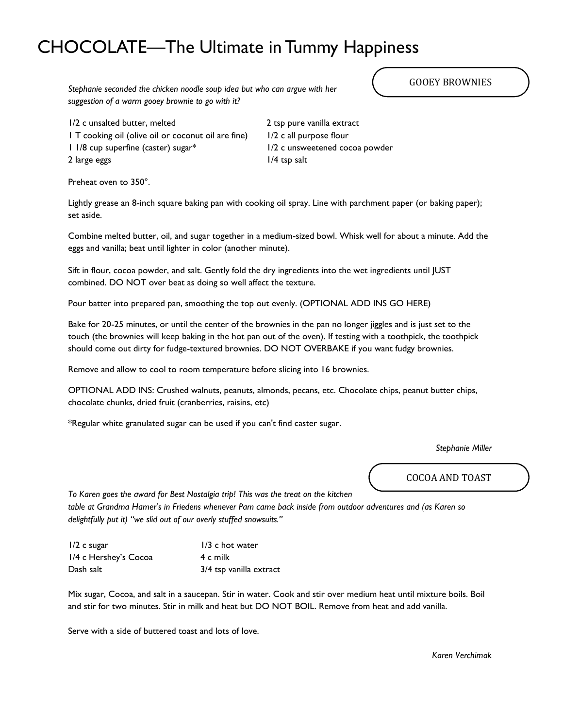# CHOCOLATE—The Ultimate in Tummy Happiness

## GOOEY BROWNIES

*Stephanie seconded the chicken noodle soup idea but who can argue with her suggestion of a warm gooey brownie to go with it?*

1/2 c unsalted butter, melted
1 T cooking oil (olive oil or coconut oil are fine)
1 1/8 cup superfine (caster) sugar*
2 large eggs
2 tsp pure vanilla extract
1/2 c all purpose flour
1/2 c unsweetened cocoa powder
1/4 tsp salt

Preheat oven to 350°.

Lightly grease an 8-inch square baking pan with cooking oil spray. Line with parchment paper (or baking paper); set aside.

Combine melted butter, oil, and sugar together in a medium-sized bowl. Whisk well for about a minute. Add the eggs and vanilla; beat until lighter in color (another minute).

Sift in flour, cocoa powder, and salt. Gently fold the dry ingredients into the wet ingredients until JUST combined. DO NOT over beat as doing so well affect the texture.

Pour batter into prepared pan, smoothing the top out evenly. (OPTIONAL ADD INS GO HERE)

Bake for 20-25 minutes, or until the center of the brownies in the pan no longer jiggles and is just set to the touch (the brownies will keep baking in the hot pan out of the oven). If testing with a toothpick, the toothpick should come out dirty for fudge-textured brownies. DO NOT OVERBAKE if you want fudgy brownies.

Remove and allow to cool to room temperature before slicing into 16 brownies.

OPTIONAL ADD INS: Crushed walnuts, peanuts, almonds, pecans, etc. Chocolate chips, peanut butter chips, chocolate chunks, dried fruit (cranberries, raisins, etc)

*Regular white granulated sugar can be used if you can't find caster sugar.

*Stephanie Miller*

## COCOA AND TOAST

*To Karen goes the award for Best Nostalgia trip! This was the treat on the kitchen table at Grandma Hamer's in Friedens whenever Pam came back inside from outdoor adventures and (as Karen so delightfully put it) "we slid out of our overly stuffed snowsuits."*

1/2 c sugar
1/4 c Hershey's Cocoa
Dash salt
1/3 c hot water
4 c milk
3/4 tsp vanilla extract

Mix sugar, Cocoa, and salt in a saucepan. Stir in water. Cook and stir over medium heat until mixture boils. Boil and stir for two minutes. Stir in milk and heat but DO NOT BOIL. Remove from heat and add vanilla.

Serve with a side of buttered toast and lots of love.

*Karen Verchimak*